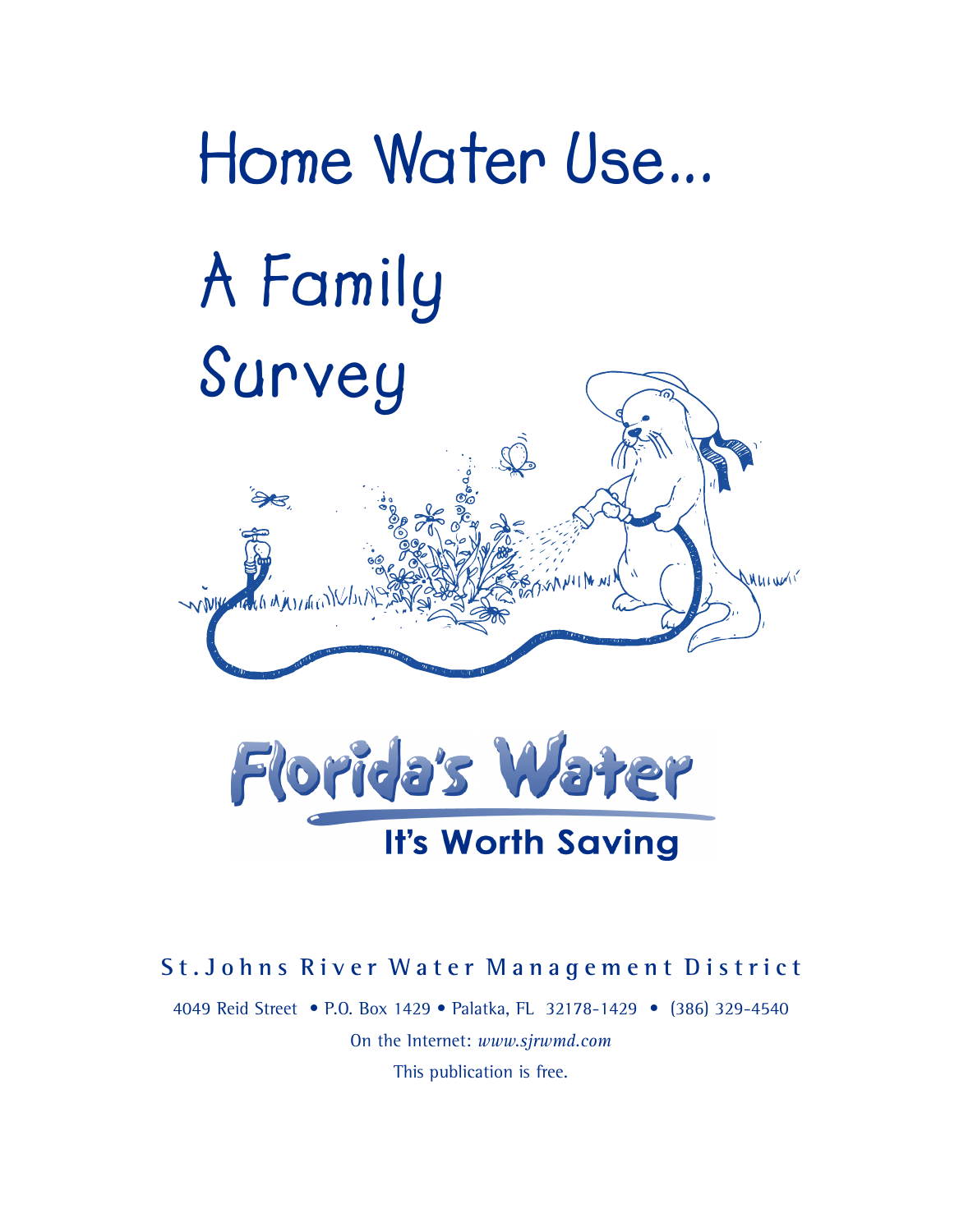# Home Water Use... A Family Survey

**Florida's Water**

**It's Worth Saving**

**St. Johns River Water Management District**

4049 Reid Street • P.O. Box 1429 • Palatka, FL 32178-1429 • (386) 329-4540

On the Internet: *www.sjrwmd.com*

This publication is free.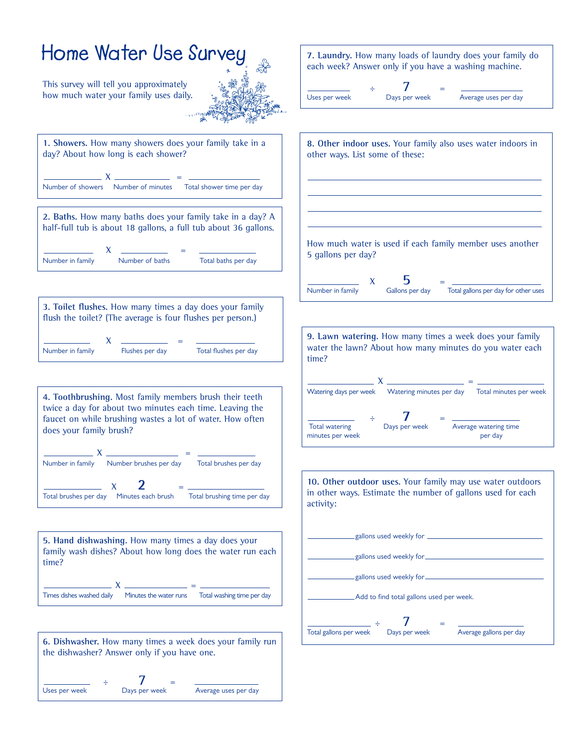# Home Water Use Survey

This survey will tell you approximately how much water your family uses daily.

**1. Showers.** How many showers does your family take in a day? About how long is each shower?

\_\_\_\_\_\_\_\_\_\_ X \_\_\_\_\_\_\_\_\_\_ = \_\_\_\_\_\_\_\_\_\_

Number of showers X Number of minutes = Total shower time per day

**2. Baths.** How many baths does your family take in a day? A half-full tub is about 18 gallons, a full tub about 36 gallons.

\_\_\_\_\_\_\_\_\_\_ X \_\_\_\_\_\_\_\_\_\_ = \_\_\_\_\_\_\_\_\_\_

Number in family X Number of baths = Total baths per day

**3. Toilet flushes.** How many times a day does your family flush the toilet? (The average is four flushes per person.)

\_\_\_\_\_\_\_\_\_\_ X \_\_\_\_\_\_\_\_\_\_ = \_\_\_\_\_\_\_\_\_\_

Number in family X Flushes per day = Total flushes per day

**4. Toothbrushing.** Most family members brush their teeth twice a day for about two minutes each time. Leaving the faucet on while brushing wastes a lot of water. How often does your family brush?

\_\_\_\_\_\_\_\_\_\_ X \_\_\_\_\_\_\_\_\_\_ = \_\_\_\_\_\_\_\_\_\_

Number in family X Number brushes per day = Total brushes per day

\_\_\_\_\_\_\_\_\_\_ X **2** = \_\_\_\_\_\_\_\_\_\_

Total brushes per day X Minutes each brush = Total brushing time per day

**5. Hand dishwashing.** How many times a day does your family wash dishes? About how long does the water run each time?

\_\_\_\_\_\_\_\_\_\_ X \_\_\_\_\_\_\_\_\_\_ = \_\_\_\_\_\_\_\_\_\_

Times dishes washed daily X Minutes the water runs = Total washing time per day

**6. Dishwasher.** How many times a week does your family run the dishwasher? Answer only if you have one.

\_\_\_\_\_\_\_\_\_\_ ÷ **7** = \_\_\_\_\_\_\_\_\_\_

Uses per week ÷ Days per week = Average uses per day

**7. Laundry.** How many loads of laundry does your family do each week? Answer only if you have a washing machine.

\_\_\_\_\_\_\_\_\_\_ ÷ **7** = \_\_\_\_\_\_\_\_\_\_

Uses per week ÷ Days per week = Average uses per day

**8. Other indoor uses.** Your family also uses water indoors in other ways. List some of these:

\_\_\_\_\_\_\_\_\_\_\_\_\_\_\_\_\_\_\_\_\_\_\_\_\_\_\_\_\_\_

\_\_\_\_\_\_\_\_\_\_\_\_\_\_\_\_\_\_\_\_\_\_\_\_\_\_\_\_\_\_

\_\_\_\_\_\_\_\_\_\_\_\_\_\_\_\_\_\_\_\_\_\_\_\_\_\_\_\_\_\_

\_\_\_\_\_\_\_\_\_\_\_\_\_\_\_\_\_\_\_\_\_\_\_\_\_\_\_\_\_\_

How much water is used if each family member uses another 5 gallons per day?

\_\_\_\_\_\_\_\_\_\_ X **5** = \_\_\_\_\_\_\_\_\_\_

Number in family X Gallons per day = Total gallons per day for other uses

**9. Lawn watering.** How many times a week does your family water the lawn? About how many minutes do you water each time?

\_\_\_\_\_\_\_\_\_\_ X \_\_\_\_\_\_\_\_\_\_ = \_\_\_\_\_\_\_\_\_\_

Watering days per week X Watering minutes per day = Total minutes per week

\_\_\_\_\_\_\_\_\_\_ ÷ **7** = \_\_\_\_\_\_\_\_\_\_

Total watering minutes per week ÷ Days per week = Average watering time per day

**10. Other outdoor uses.** Your family may use water outdoors in other ways. Estimate the number of gallons used for each activity:

\_\_\_\_\_\_\_\_\_\_ gallons used weekly for \_\_\_\_\_\_\_\_\_\_\_\_\_\_\_\_\_\_\_\_

\_\_\_\_\_\_\_\_\_\_ gallons used weekly for \_\_\_\_\_\_\_\_\_\_\_\_\_\_\_\_\_\_\_\_

\_\_\_\_\_\_\_\_\_\_ gallons used weekly for \_\_\_\_\_\_\_\_\_\_\_\_\_\_\_\_\_\_\_\_

\_\_\_\_\_\_\_\_\_\_ Add to find total gallons used per week.

\_\_\_\_\_\_\_\_\_\_ ÷ **7** = \_\_\_\_\_\_\_\_\_\_

Total gallons per week ÷ Days per week = Average gallons per day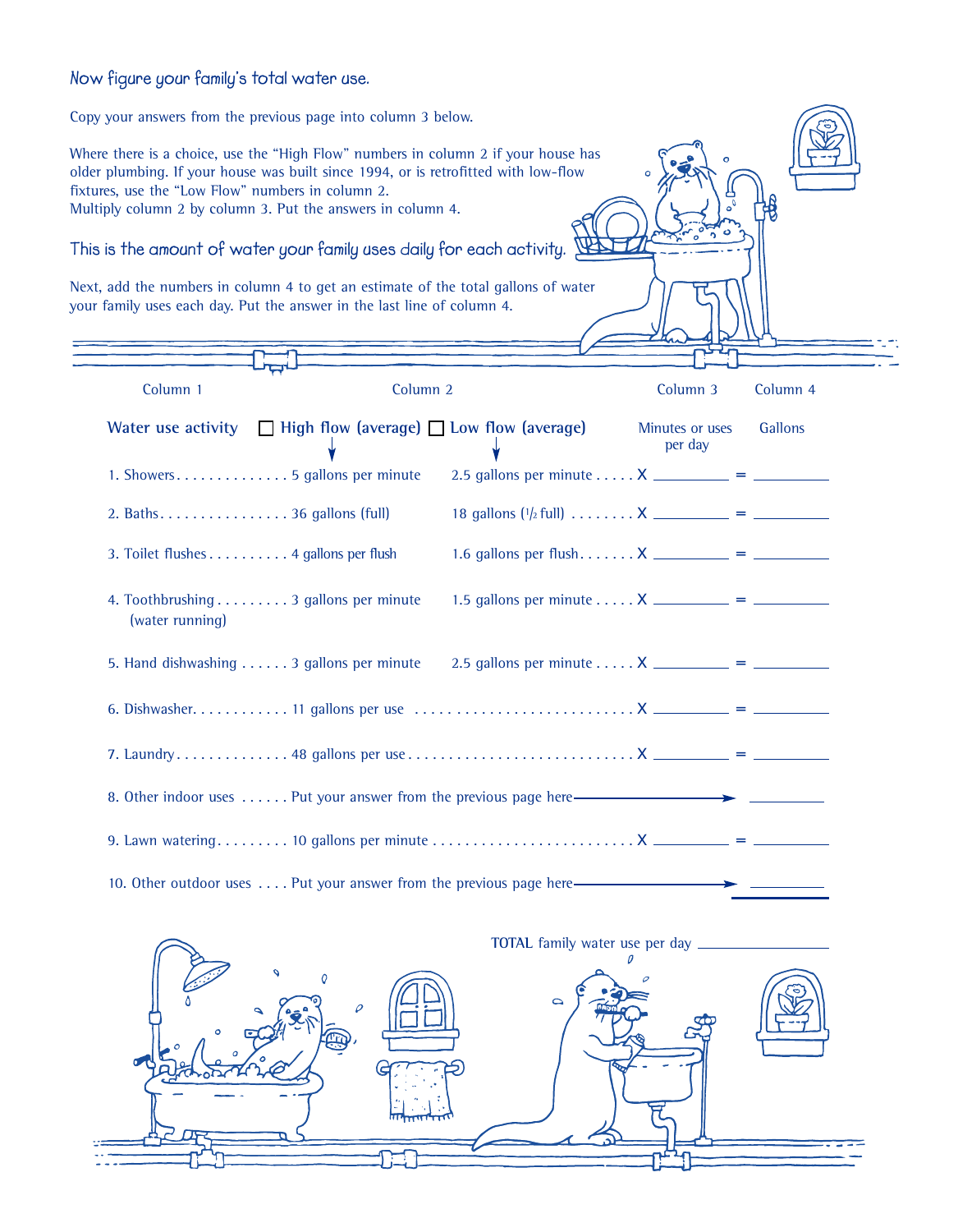## Now figure your family's total water use.

Copy your answers from the previous page into column 3 below.

Where there is a choice, use the "High Flow" numbers in column 2 if your house has older plumbing. If your house was built since 1994, or is retrofitted with low-flow fixtures, use the "Low Flow" numbers in column 2.
Multiply column 2 by column 3. Put the answers in column 4.

### This is the amount of water your family uses daily for each activity.

Next, add the numbers in column 4 to get an estimate of the total gallons of water your family uses each day. Put the answer in the last line of column 4.

| Column 1 | Column 2 | | | Column 3 | | Column 4 |
|---|---|---|---|---|---|---|
| Water use activity | ☐ High flow (average) | ☐ Low flow (average) | | Minutes or uses per day | | Gallons |
| 1. Showers | 5 gallons per minute | 2.5 gallons per minute | X | ________ | = | ________ |
| 2. Baths | 36 gallons (full) | 18 gallons (1/2 full) | X | ________ | = | ________ |
| 3. Toilet flushes | 4 gallons per flush | 1.6 gallons per flush | X | ________ | = | ________ |
| 4. Toothbrushing (water running) | 3 gallons per minute | 1.5 gallons per minute | X | ________ | = | ________ |
| 5. Hand dishwashing | 3 gallons per minute | 2.5 gallons per minute | X | ________ | = | ________ |
| 6. Dishwasher | 11 gallons per use | | X | ________ | = | ________ |
| 7. Laundry | 48 gallons per use | | X | ________ | = | ________ |
| 8. Other indoor uses | Put your answer from the previous page here → | | | | | ________ |
| 9. Lawn watering | 10 gallons per minute | | X | ________ | = | ________ |
| 10. Other outdoor uses | Put your answer from the previous page here → | | | | | ________ |

TOTAL family water use per day ________________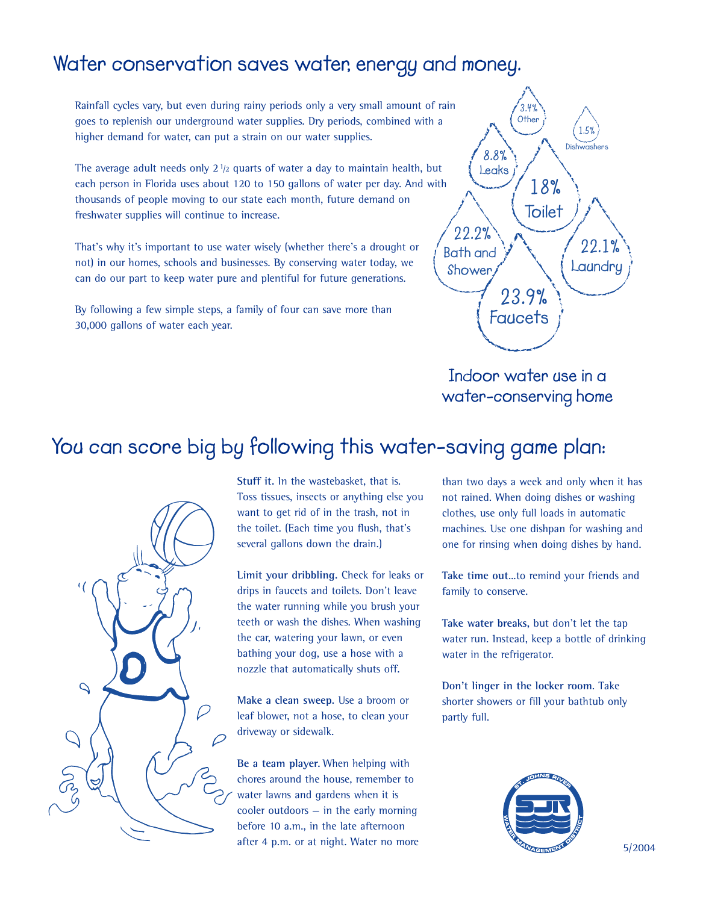# Water conservation saves water, energy and money.

Rainfall cycles vary, but even during rainy periods only a very small amount of rain goes to replenish our underground water supplies. Dry periods, combined with a higher demand for water, can put a strain on our water supplies.

The average adult needs only 2 1/2 quarts of water a day to maintain health, but each person in Florida uses about 120 to 150 gallons of water per day. And with thousands of people moving to our state each month, future demand on freshwater supplies will continue to increase.

That's why it's important to use water wisely (whether there's a drought or not) in our homes, schools and businesses. By conserving water today, we can do our part to keep water pure and plentiful for future generations.

By following a few simple steps, a family of four can save more than 30,000 gallons of water each year.

3.4% Other
1.5% Dishwashers
8.8% Leaks
18% Toilet
22.2% Bath and Shower
22.1% Laundry
23.9% Faucets

Indoor water use in a water-conserving home

# You can score big by following this water-saving game plan:

**Stuff it.** In the wastebasket, that is. Toss tissues, insects or anything else you want to get rid of in the trash, not in the toilet. (Each time you flush, that's several gallons down the drain.)

**Limit your dribbling.** Check for leaks or drips in faucets and toilets. Don't leave the water running while you brush your teeth or wash the dishes. When washing the car, watering your lawn, or even bathing your dog, use a hose with a nozzle that automatically shuts off.

**Make a clean sweep.** Use a broom or leaf blower, not a hose, to clean your driveway or sidewalk.

**Be a team player.** When helping with chores around the house, remember to water lawns and gardens when it is cooler outdoors — in the early morning before 10 a.m., in the late afternoon after 4 p.m. or at night. Water no more than two days a week and only when it has not rained. When doing dishes or washing clothes, use only full loads in automatic machines. Use one dishpan for washing and one for rinsing when doing dishes by hand.

**Take time out**...to remind your friends and family to conserve.

**Take water breaks,** but don't let the tap water run. Instead, keep a bottle of drinking water in the refrigerator.

**Don't linger in the locker room**. Take shorter showers or fill your bathtub only partly full.

St. Johns River Water Management District

5/2004